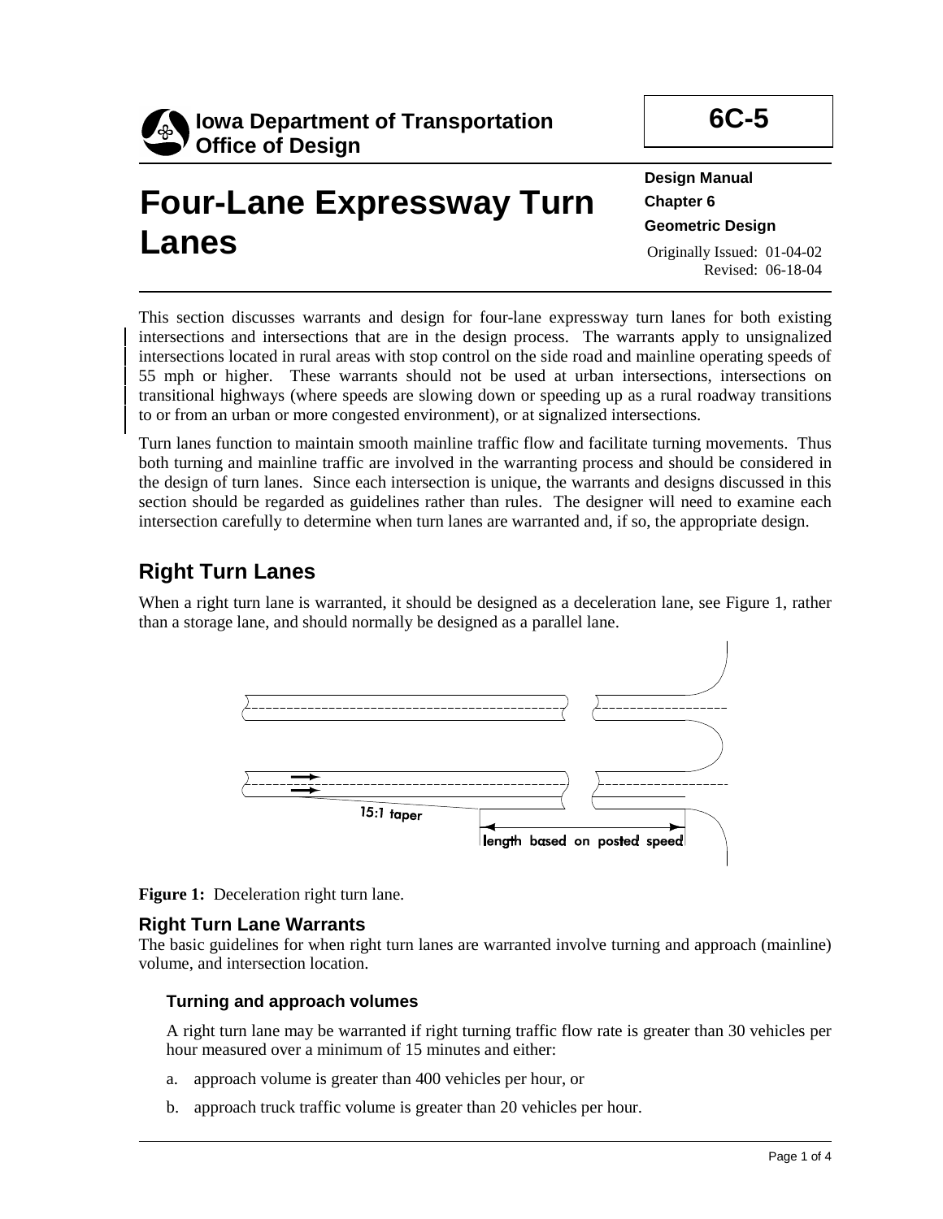Iowa Department of Transportation
Office of Design

**6C-5**

# Four-Lane Expressway Turn Lanes

**Design Manual**
**Chapter 6**
**Geometric Design**

Originally Issued: 01-04-02
Revised: 06-18-04

This section discusses warrants and design for four-lane expressway turn lanes for both existing intersections and intersections that are in the design process. The warrants apply to unsignalized intersections located in rural areas with stop control on the side road and mainline operating speeds of 55 mph or higher. These warrants should not be used at urban intersections, intersections on transitional highways (where speeds are slowing down or speeding up as a rural roadway transitions to or from an urban or more congested environment), or at signalized intersections.

Turn lanes function to maintain smooth mainline traffic flow and facilitate turning movements. Thus both turning and mainline traffic are involved in the warranting process and should be considered in the design of turn lanes. Since each intersection is unique, the warrants and designs discussed in this section should be regarded as guidelines rather than rules. The designer will need to examine each intersection carefully to determine when turn lanes are warranted and, if so, the appropriate design.

## Right Turn Lanes

When a right turn lane is warranted, it should be designed as a deceleration lane, see Figure 1, rather than a storage lane, and should normally be designed as a parallel lane.

15:1 taper

length based on posted speed

**Figure 1:** Deceleration right turn lane.

### Right Turn Lane Warrants

The basic guidelines for when right turn lanes are warranted involve turning and approach (mainline) volume, and intersection location.

#### Turning and approach volumes

A right turn lane may be warranted if right turning traffic flow rate is greater than 30 vehicles per hour measured over a minimum of 15 minutes and either:

a. approach volume is greater than 400 vehicles per hour, or
b. approach truck traffic volume is greater than 20 vehicles per hour.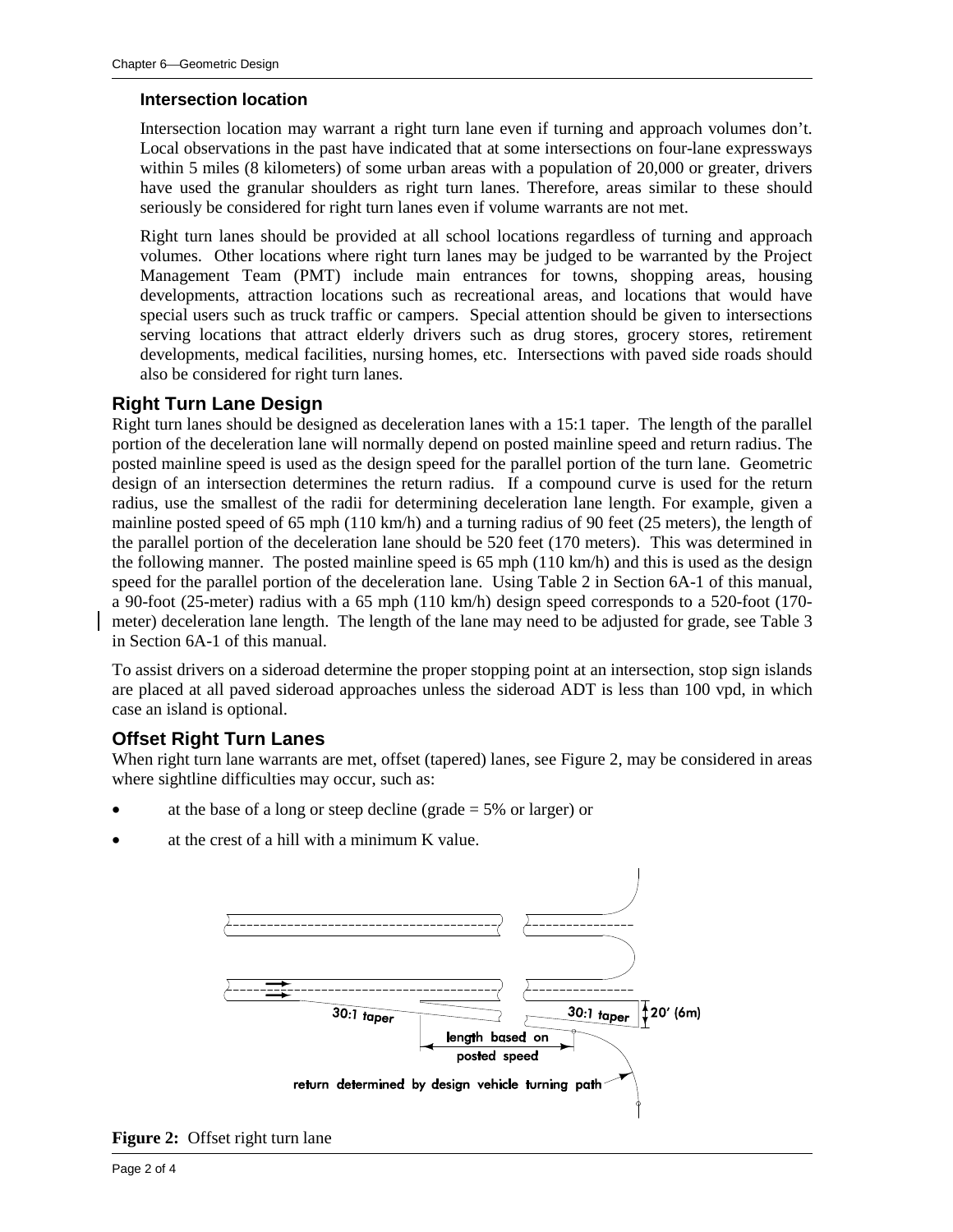### Intersection location

Intersection location may warrant a right turn lane even if turning and approach volumes don't. Local observations in the past have indicated that at some intersections on four-lane expressways within 5 miles (8 kilometers) of some urban areas with a population of 20,000 or greater, drivers have used the granular shoulders as right turn lanes. Therefore, areas similar to these should seriously be considered for right turn lanes even if volume warrants are not met.

Right turn lanes should be provided at all school locations regardless of turning and approach volumes. Other locations where right turn lanes may be judged to be warranted by the Project Management Team (PMT) include main entrances for towns, shopping areas, housing developments, attraction locations such as recreational areas, and locations that would have special users such as truck traffic or campers. Special attention should be given to intersections serving locations that attract elderly drivers such as drug stores, grocery stores, retirement developments, medical facilities, nursing homes, etc. Intersections with paved side roads should also be considered for right turn lanes.

## Right Turn Lane Design

Right turn lanes should be designed as deceleration lanes with a 15:1 taper. The length of the parallel portion of the deceleration lane will normally depend on posted mainline speed and return radius. The posted mainline speed is used as the design speed for the parallel portion of the turn lane. Geometric design of an intersection determines the return radius. If a compound curve is used for the return radius, use the smallest of the radii for determining deceleration lane length. For example, given a mainline posted speed of 65 mph (110 km/h) and a turning radius of 90 feet (25 meters), the length of the parallel portion of the deceleration lane should be 520 feet (170 meters). This was determined in the following manner. The posted mainline speed is 65 mph (110 km/h) and this is used as the design speed for the parallel portion of the deceleration lane. Using Table 2 in Section 6A-1 of this manual, a 90-foot (25-meter) radius with a 65 mph (110 km/h) design speed corresponds to a 520-foot (170-meter) deceleration lane length. The length of the lane may need to be adjusted for grade, see Table 3 in Section 6A-1 of this manual.

To assist drivers on a sideroad determine the proper stopping point at an intersection, stop sign islands are placed at all paved sideroad approaches unless the sideroad ADT is less than 100 vpd, in which case an island is optional.

## Offset Right Turn Lanes

When right turn lane warrants are met, offset (tapered) lanes, see Figure 2, may be considered in areas where sightline difficulties may occur, such as:

- at the base of a long or steep decline (grade = 5% or larger) or
- at the crest of a hill with a minimum K value.

30:1 taper | 30:1 taper | 20' (6m) | length based on posted speed | return determined by design vehicle turning path

**Figure 2:** Offset right turn lane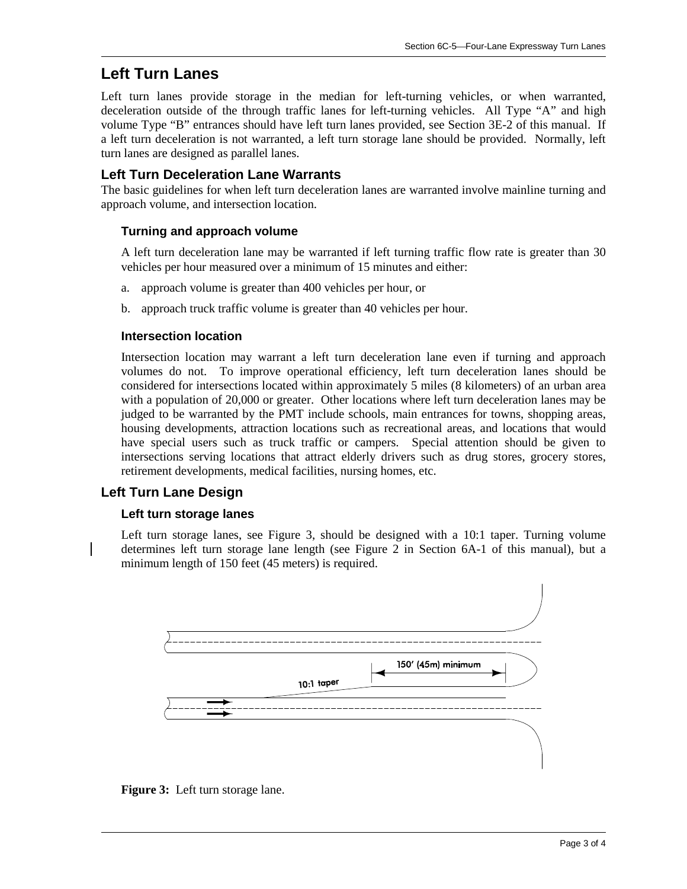# Left Turn Lanes

Left turn lanes provide storage in the median for left-turning vehicles, or when warranted, deceleration outside of the through traffic lanes for left-turning vehicles. All Type "A" and high volume Type "B" entrances should have left turn lanes provided, see Section 3E-2 of this manual. If a left turn deceleration is not warranted, a left turn storage lane should be provided. Normally, left turn lanes are designed as parallel lanes.

## Left Turn Deceleration Lane Warrants

The basic guidelines for when left turn deceleration lanes are warranted involve mainline turning and approach volume, and intersection location.

### Turning and approach volume

A left turn deceleration lane may be warranted if left turning traffic flow rate is greater than 30 vehicles per hour measured over a minimum of 15 minutes and either:

a. approach volume is greater than 400 vehicles per hour, or

b. approach truck traffic volume is greater than 40 vehicles per hour.

### Intersection location

Intersection location may warrant a left turn deceleration lane even if turning and approach volumes do not. To improve operational efficiency, left turn deceleration lanes should be considered for intersections located within approximately 5 miles (8 kilometers) of an urban area with a population of 20,000 or greater. Other locations where left turn deceleration lanes may be judged to be warranted by the PMT include schools, main entrances for towns, shopping areas, housing developments, attraction locations such as recreational areas, and locations that would have special users such as truck traffic or campers. Special attention should be given to intersections serving locations that attract elderly drivers such as drug stores, grocery stores, retirement developments, medical facilities, nursing homes, etc.

## Left Turn Lane Design

### Left turn storage lanes

Left turn storage lanes, see Figure 3, should be designed with a 10:1 taper. Turning volume determines left turn storage lane length (see Figure 2 in Section 6A-1 of this manual), but a minimum length of 150 feet (45 meters) is required.

**Figure 3:** Left turn storage lane.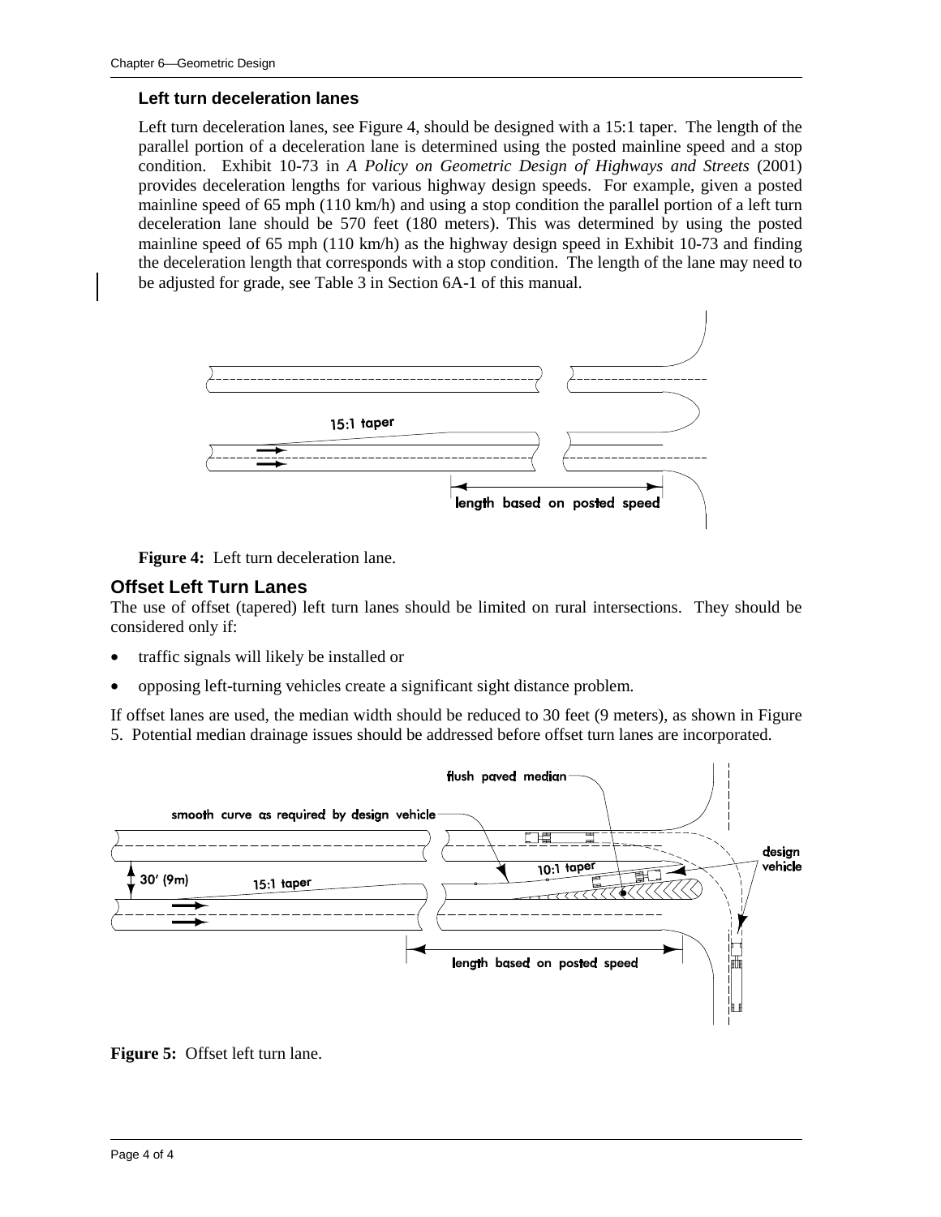### Left turn deceleration lanes

Left turn deceleration lanes, see Figure 4, should be designed with a 15:1 taper. The length of the parallel portion of a deceleration lane is determined using the posted mainline speed and a stop condition. Exhibit 10-73 in *A Policy on Geometric Design of Highways and Streets* (2001) provides deceleration lengths for various highway design speeds. For example, given a posted mainline speed of 65 mph (110 km/h) and using a stop condition the parallel portion of a left turn deceleration lane should be 570 feet (180 meters). This was determined by using the posted mainline speed of 65 mph (110 km/h) as the highway design speed in Exhibit 10-73 and finding the deceleration length that corresponds with a stop condition. The length of the lane may need to be adjusted for grade, see Table 3 in Section 6A-1 of this manual.

15:1 taper

length based on posted speed

**Figure 4:** Left turn deceleration lane.

## Offset Left Turn Lanes

The use of offset (tapered) left turn lanes should be limited on rural intersections. They should be considered only if:

- traffic signals will likely be installed or
- opposing left-turning vehicles create a significant sight distance problem.

If offset lanes are used, the median width should be reduced to 30 feet (9 meters), as shown in Figure 5. Potential median drainage issues should be addressed before offset turn lanes are incorporated.

flush paved median

smooth curve as required by design vehicle

30' (9m)

15:1 taper

10:1 taper

design vehicle

length based on posted speed

**Figure 5:** Offset left turn lane.